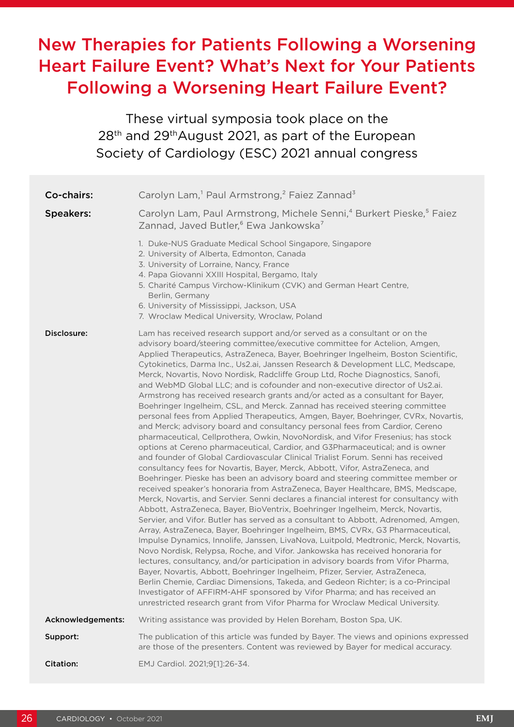# New Therapies for Patients Following a Worsening Heart Failure Event? What's Next for Your Patients Following a Worsening Heart Failure Event?

These virtual symposia took place on the 28th and 29th August 2021, as part of the European Society of Cardiology (ESC) 2021 annual congress

**Co-chairs:** Carolyn Lam,[1] Paul Armstrong,[2] Faiez Zannad[3]

**Speakers:** Carolyn Lam, Paul Armstrong, Michele Senni,[4] Burkert Pieske,[5] Faiez Zannad, Javed Butler,[6] Ewa Jankowska[7]

1. Duke-NUS Graduate Medical School Singapore, Singapore
2. University of Alberta, Edmonton, Canada
3. University of Lorraine, Nancy, France
4. Papa Giovanni XXIII Hospital, Bergamo, Italy
5. Charité Campus Virchow-Klinikum (CVK) and German Heart Centre, Berlin, Germany
6. University of Mississippi, Jackson, USA
7. Wroclaw Medical University, Wroclaw, Poland

**Disclosure:** Lam has received research support and/or served as a consultant or on the advisory board/steering committee/executive committee for Actelion, Amgen, Applied Therapeutics, AstraZeneca, Bayer, Boehringer Ingelheim, Boston Scientific, Cytokinetics, Darma Inc., Us2.ai, Janssen Research & Development LLC, Medscape, Merck, Novartis, Novo Nordisk, Radcliffe Group Ltd, Roche Diagnostics, Sanofi, and WebMD Global LLC; and is cofounder and non-executive director of Us2.ai. Armstrong has received research grants and/or acted as a consultant for Bayer, Boehringer Ingelheim, CSL, and Merck. Zannad has received steering committee personal fees from Applied Therapeutics, Amgen, Bayer, Boehringer, CVRx, Novartis, and Merck; advisory board and consultancy personal fees from Cardior, Cereno pharmaceutical, Cellprothera, Owkin, NovoNordisk, and Vifor Fresenius; has stock options at Cereno pharmaceutical, Cardior, and G3Pharmaceutical; and is owner and founder of Global Cardiovascular Clinical Trialist Forum. Senni has received consultancy fees for Novartis, Bayer, Merck, Abbott, Vifor, AstraZeneca, and Boehringer. Pieske has been an advisory board and steering committee member or received speaker's honoraria from AstraZeneca, Bayer Healthcare, BMS, Medscape, Merck, Novartis, and Servier. Senni declares a financial interest for consultancy with Abbott, AstraZeneca, Bayer, BioVentrix, Boehringer Ingelheim, Merck, Novartis, Servier, and Vifor. Butler has served as a consultant to Abbott, Adrenomed, Amgen, Array, AstraZeneca, Bayer, Boehringer Ingelheim, BMS, CVRx, G3 Pharmaceutical, Impulse Dynamics, Innolife, Janssen, LivaNova, Luitpold, Medtronic, Merck, Novartis, Novo Nordisk, Relypsa, Roche, and Vifor. Jankowska has received honoraria for lectures, consultancy, and/or participation in advisory boards from Vifor Pharma, Bayer, Novartis, Abbott, Boehringer Ingelheim, Pfizer, Servier, AstraZeneca, Berlin Chemie, Cardiac Dimensions, Takeda, and Gedeon Richter; is a co-Principal Investigator of AFFIRM-AHF sponsored by Vifor Pharma; and has received an unrestricted research grant from Vifor Pharma for Wroclaw Medical University.

**Acknowledgements:** Writing assistance was provided by Helen Boreham, Boston Spa, UK.

**Support:** The publication of this article was funded by Bayer. The views and opinions expressed are those of the presenters. Content was reviewed by Bayer for medical accuracy.

**Citation:** EMJ Cardiol. 2021;9[1]:26-34.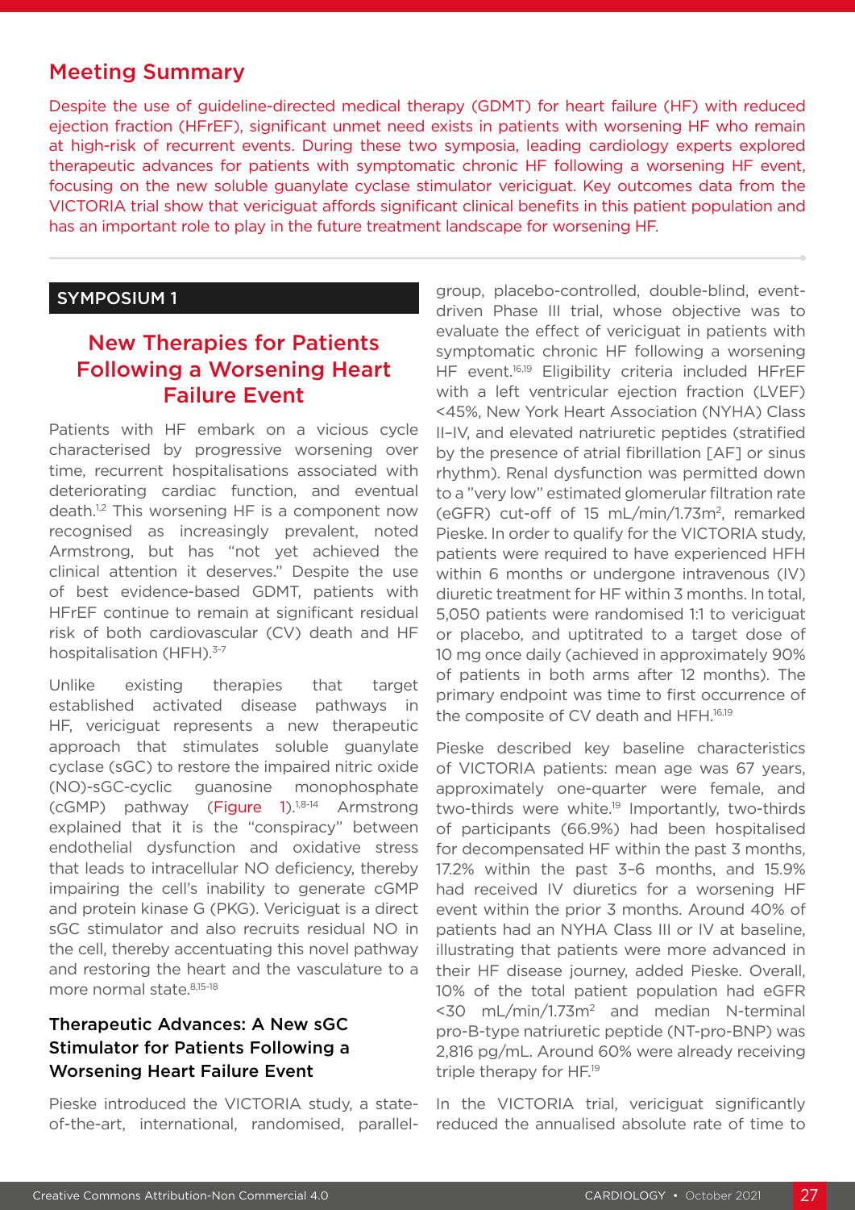## Meeting Summary

Despite the use of guideline-directed medical therapy (GDMT) for heart failure (HF) with reduced ejection fraction (HFrEF), significant unmet need exists in patients with worsening HF who remain at high-risk of recurrent events. During these two symposia, leading cardiology experts explored therapeutic advances for patients with symptomatic chronic HF following a worsening HF event, focusing on the new soluble guanylate cyclase stimulator vericiguat. Key outcomes data from the VICTORIA trial show that vericiguat affords significant clinical benefits in this patient population and has an important role to play in the future treatment landscape for worsening HF.

## SYMPOSIUM 1

## New Therapies for Patients Following a Worsening Heart Failure Event

Patients with HF embark on a vicious cycle characterised by progressive worsening over time, recurrent hospitalisations associated with deteriorating cardiac function, and eventual death.[1,2] This worsening HF is a component now recognised as increasingly prevalent, noted Armstrong, but has "not yet achieved the clinical attention it deserves." Despite the use of best evidence-based GDMT, patients with HFrEF continue to remain at significant residual risk of both cardiovascular (CV) death and HF hospitalisation (HFH).[3-7]

Unlike existing therapies that target established activated disease pathways in HF, vericiguat represents a new therapeutic approach that stimulates soluble guanylate cyclase (sGC) to restore the impaired nitric oxide (NO)-sGC-cyclic guanosine monophosphate (cGMP) pathway (Figure 1).[1,8-14] Armstrong explained that it is the "conspiracy" between endothelial dysfunction and oxidative stress that leads to intracellular NO deficiency, thereby impairing the cell's inability to generate cGMP and protein kinase G (PKG). Vericiguat is a direct sGC stimulator and also recruits residual NO in the cell, thereby accentuating this novel pathway and restoring the heart and the vasculature to a more normal state.[8,15-18]

### Therapeutic Advances: A New sGC Stimulator for Patients Following a Worsening Heart Failure Event

Pieske introduced the VICTORIA study, a state-of-the-art, international, randomised, parallel-group, placebo-controlled, double-blind, event-driven Phase III trial, whose objective was to evaluate the effect of vericiguat in patients with symptomatic chronic HF following a worsening HF event.[16,19] Eligibility criteria included HFrEF with a left ventricular ejection fraction (LVEF) <45%, New York Heart Association (NYHA) Class II–IV, and elevated natriuretic peptides (stratified by the presence of atrial fibrillation [AF] or sinus rhythm). Renal dysfunction was permitted down to a "very low" estimated glomerular filtration rate (eGFR) cut-off of 15 mL/min/1.73m$^2$, remarked Pieske. In order to qualify for the VICTORIA study, patients were required to have experienced HFH within 6 months or undergone intravenous (IV) diuretic treatment for HF within 3 months. In total, 5,050 patients were randomised 1:1 to vericiguat or placebo, and uptitrated to a target dose of 10 mg once daily (achieved in approximately 90% of patients in both arms after 12 months). The primary endpoint was time to first occurrence of the composite of CV death and HFH.[16,19]

Pieske described key baseline characteristics of VICTORIA patients: mean age was 67 years, approximately one-quarter were female, and two-thirds were white.[19] Importantly, two-thirds of participants (66.9%) had been hospitalised for decompensated HF within the past 3 months, 17.2% within the past 3–6 months, and 15.9% had received IV diuretics for a worsening HF event within the prior 3 months. Around 40% of patients had an NYHA Class III or IV at baseline, illustrating that patients were more advanced in their HF disease journey, added Pieske. Overall, 10% of the total patient population had eGFR <30 mL/min/1.73m$^2$ and median N-terminal pro-B-type natriuretic peptide (NT-pro-BNP) was 2,816 pg/mL. Around 60% were already receiving triple therapy for HF.[19]

In the VICTORIA trial, vericiguat significantly reduced the annualised absolute rate of time to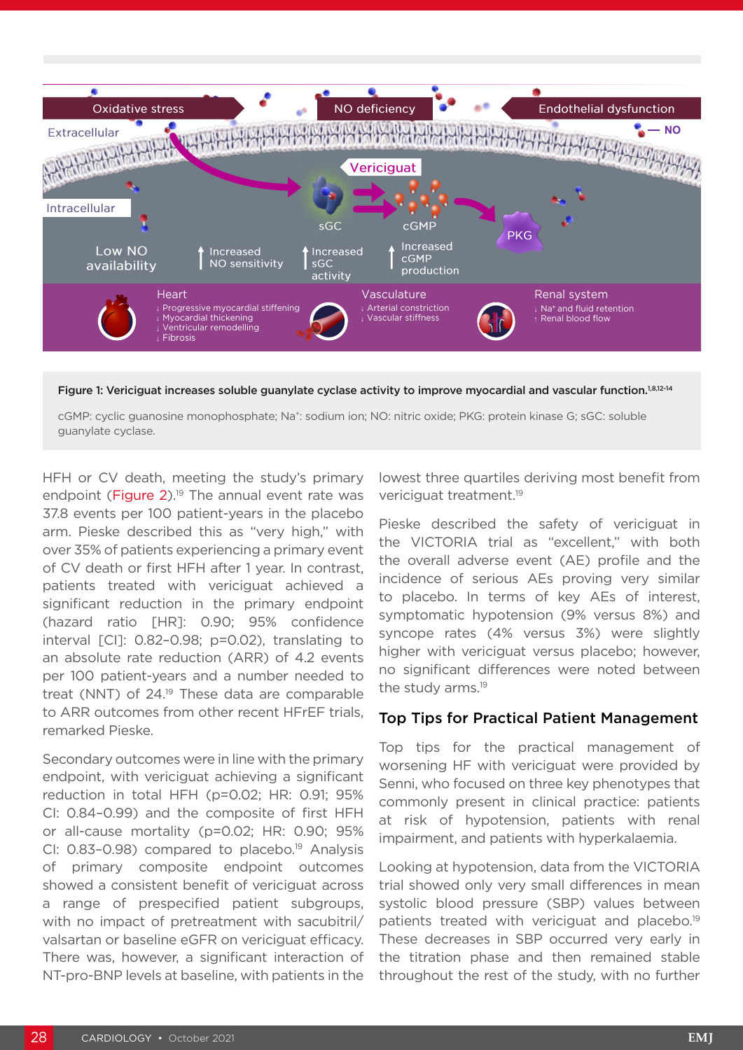Figure 1: Vericiguat increases soluble guanylate cyclase activity to improve myocardial and vascular function.[1,8,12-14]

cGMP: cyclic guanosine monophosphate; $Na^+$: sodium ion; NO: nitric oxide; PKG: protein kinase G; sGC: soluble guanylate cyclase.

HFH or CV death, meeting the study's primary endpoint (Figure 2).[19] The annual event rate was 37.8 events per 100 patient-years in the placebo arm. Pieske described this as "very high," with over 35% of patients experiencing a primary event of CV death or first HFH after 1 year. In contrast, patients treated with vericiguat achieved a significant reduction in the primary endpoint (hazard ratio [HR]: 0.90; 95% confidence interval [CI]: 0.82–0.98; p=0.02), translating to an absolute rate reduction (ARR) of 4.2 events per 100 patient-years and a number needed to treat (NNT) of 24.[19] These data are comparable to ARR outcomes from other recent HFrEF trials, remarked Pieske.

Secondary outcomes were in line with the primary endpoint, with vericiguat achieving a significant reduction in total HFH (p=0.02; HR: 0.91; 95% CI: 0.84–0.99) and the composite of first HFH or all-cause mortality (p=0.02; HR: 0.90; 95% CI: 0.83–0.98) compared to placebo.[19] Analysis of primary composite endpoint outcomes showed a consistent benefit of vericiguat across a range of prespecified patient subgroups, with no impact of pretreatment with sacubitril/valsartan or baseline eGFR on vericiguat efficacy. There was, however, a significant interaction of NT-pro-BNP levels at baseline, with patients in the lowest three quartiles deriving most benefit from vericiguat treatment.[19]

Pieske described the safety of vericiguat in the VICTORIA trial as "excellent," with both the overall adverse event (AE) profile and the incidence of serious AEs proving very similar to placebo. In terms of key AEs of interest, symptomatic hypotension (9% versus 8%) and syncope rates (4% versus 3%) were slightly higher with vericiguat versus placebo; however, no significant differences were noted between the study arms.[19]

## Top Tips for Practical Patient Management

Top tips for the practical management of worsening HF with vericiguat were provided by Senni, who focused on three key phenotypes that commonly present in clinical practice: patients at risk of hypotension, patients with renal impairment, and patients with hyperkalaemia.

Looking at hypotension, data from the VICTORIA trial showed only very small differences in mean systolic blood pressure (SBP) values between patients treated with vericiguat and placebo.[19] These decreases in SBP occurred very early in the titration phase and then remained stable throughout the rest of the study, with no further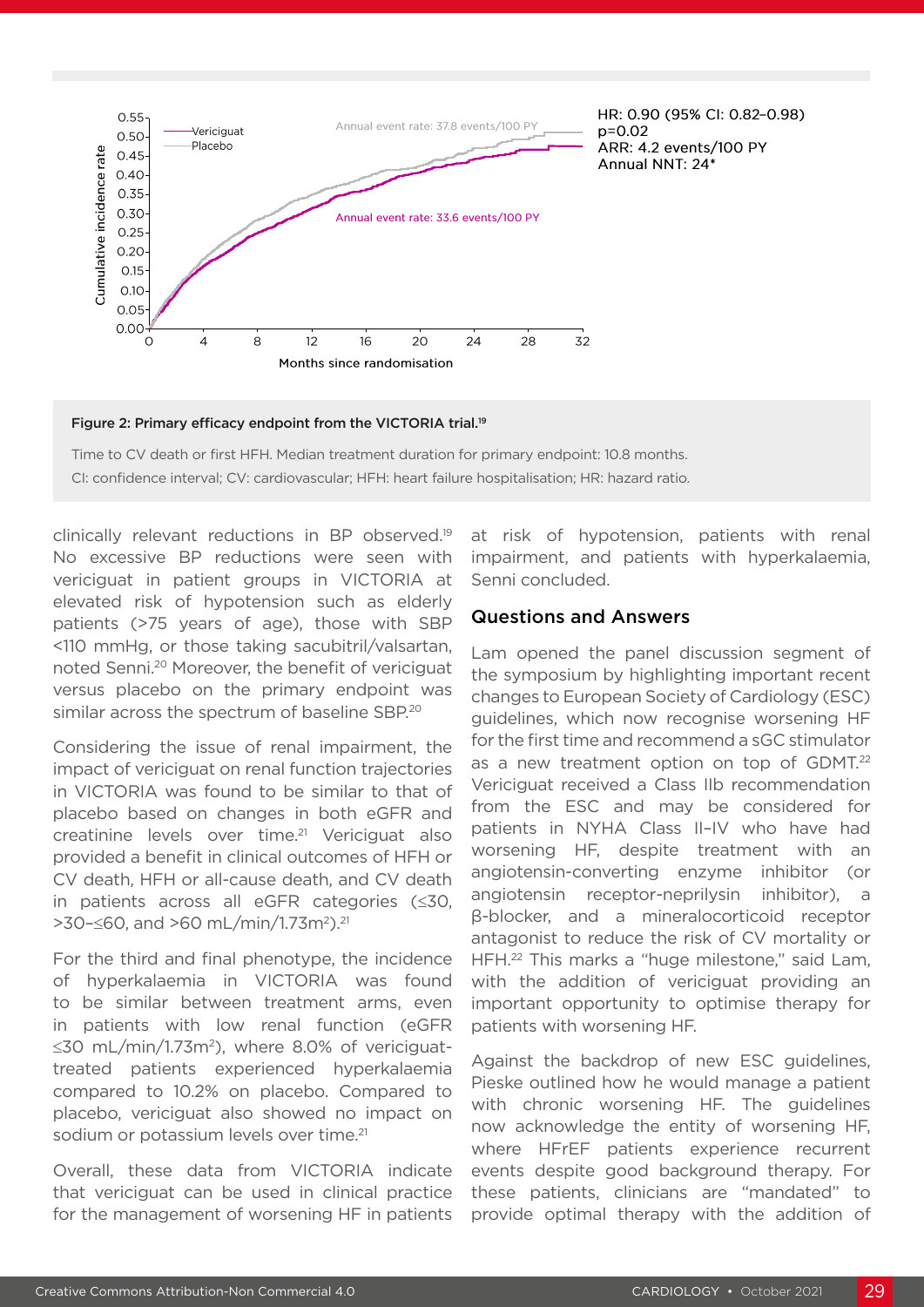HR: 0.90 (95% CI: 0.82–0.98)
p=0.02
ARR: 4.2 events/100 PY
Annual NNT: 24*

**Figure 2: Primary efficacy endpoint from the VICTORIA trial.**[19]

Time to CV death or first HFH. Median treatment duration for primary endpoint: 10.8 months.
CI: confidence interval; CV: cardiovascular; HFH: heart failure hospitalisation; HR: hazard ratio.

clinically relevant reductions in BP observed.[19] No excessive BP reductions were seen with vericiguat in patient groups in VICTORIA at elevated risk of hypotension such as elderly patients (>75 years of age), those with SBP <110 mmHg, or those taking sacubitril/valsartan, noted Senni.[20] Moreover, the benefit of vericiguat versus placebo on the primary endpoint was similar across the spectrum of baseline SBP.[20]

Considering the issue of renal impairment, the impact of vericiguat on renal function trajectories in VICTORIA was found to be similar to that of placebo based on changes in both eGFR and creatinine levels over time.[21] Vericiguat also provided a benefit in clinical outcomes of HFH or CV death, HFH or all-cause death, and CV death in patients across all eGFR categories (≤30, >30–≤60, and >60 mL/min/1.73m²).[21]

For the third and final phenotype, the incidence of hyperkalaemia in VICTORIA was found to be similar between treatment arms, even in patients with low renal function (eGFR ≤30 mL/min/1.73m²), where 8.0% of vericiguat-treated patients experienced hyperkalaemia compared to 10.2% on placebo. Compared to placebo, vericiguat also showed no impact on sodium or potassium levels over time.[21]

Overall, these data from VICTORIA indicate that vericiguat can be used in clinical practice for the management of worsening HF in patients at risk of hypotension, patients with renal impairment, and patients with hyperkalaemia, Senni concluded.

## Questions and Answers

Lam opened the panel discussion segment of the symposium by highlighting important recent changes to European Society of Cardiology (ESC) guidelines, which now recognise worsening HF for the first time and recommend a sGC stimulator as a new treatment option on top of GDMT.[22] Vericiguat received a Class IIb recommendation from the ESC and may be considered for patients in NYHA Class II–IV who have had worsening HF, despite treatment with an angiotensin-converting enzyme inhibitor (or angiotensin receptor-neprilysin inhibitor), a β-blocker, and a mineralocorticoid receptor antagonist to reduce the risk of CV mortality or HFH.[22] This marks a "huge milestone," said Lam, with the addition of vericiguat providing an important opportunity to optimise therapy for patients with worsening HF.

Against the backdrop of new ESC guidelines, Pieske outlined how he would manage a patient with chronic worsening HF. The guidelines now acknowledge the entity of worsening HF, where HFrEF patients experience recurrent events despite good background therapy. For these patients, clinicians are "mandated" to provide optimal therapy with the addition of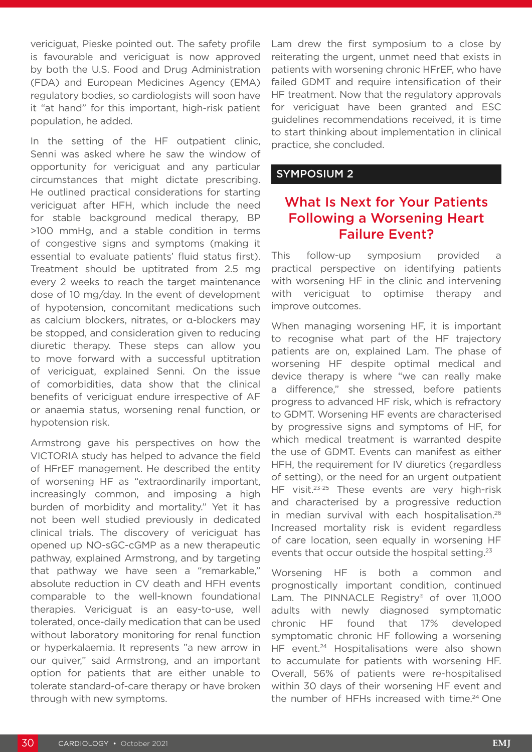vericiguat, Pieske pointed out. The safety profile is favourable and vericiguat is now approved by both the U.S. Food and Drug Administration (FDA) and European Medicines Agency (EMA) regulatory bodies, so cardiologists will soon have it "at hand" for this important, high-risk patient population, he added.

In the setting of the HF outpatient clinic, Senni was asked where he saw the window of opportunity for vericiguat and any particular circumstances that might dictate prescribing. He outlined practical considerations for starting vericiguat after HFH, which include the need for stable background medical therapy, BP >100 mmHg, and a stable condition in terms of congestive signs and symptoms (making it essential to evaluate patients' fluid status first). Treatment should be uptitrated from 2.5 mg every 2 weeks to reach the target maintenance dose of 10 mg/day. In the event of development of hypotension, concomitant medications such as calcium blockers, nitrates, or α-blockers may be stopped, and consideration given to reducing diuretic therapy. These steps can allow you to move forward with a successful uptitration of vericiguat, explained Senni. On the issue of comorbidities, data show that the clinical benefits of vericiguat endure irrespective of AF or anaemia status, worsening renal function, or hypotension risk.

Armstrong gave his perspectives on how the VICTORIA study has helped to advance the field of HFrEF management. He described the entity of worsening HF as "extraordinarily important, increasingly common, and imposing a high burden of morbidity and mortality." Yet it has not been well studied previously in dedicated clinical trials. The discovery of vericiguat has opened up NO-sGC-cGMP as a new therapeutic pathway, explained Armstrong, and by targeting that pathway we have seen a "remarkable," absolute reduction in CV death and HFH events comparable to the well-known foundational therapies. Vericiguat is an easy-to-use, well tolerated, once-daily medication that can be used without laboratory monitoring for renal function or hyperkalaemia. It represents "a new arrow in our quiver," said Armstrong, and an important option for patients that are either unable to tolerate standard-of-care therapy or have broken through with new symptoms.

Lam drew the first symposium to a close by reiterating the urgent, unmet need that exists in patients with worsening chronic HFrEF, who have failed GDMT and require intensification of their HF treatment. Now that the regulatory approvals for vericiguat have been granted and ESC guidelines recommendations received, it is time to start thinking about implementation in clinical practice, she concluded.

## SYMPOSIUM 2

# What Is Next for Your Patients Following a Worsening Heart Failure Event?

This follow-up symposium provided a practical perspective on identifying patients with worsening HF in the clinic and intervening with vericiguat to optimise therapy and improve outcomes.

When managing worsening HF, it is important to recognise what part of the HF trajectory patients are on, explained Lam. The phase of worsening HF despite optimal medical and device therapy is where "we can really make a difference," she stressed, before patients progress to advanced HF risk, which is refractory to GDMT. Worsening HF events are characterised by progressive signs and symptoms of HF, for which medical treatment is warranted despite the use of GDMT. Events can manifest as either HFH, the requirement for IV diuretics (regardless of setting), or the need for an urgent outpatient HF visit.[23-25] These events are very high-risk and characterised by a progressive reduction in median survival with each hospitalisation.[26] Increased mortality risk is evident regardless of care location, seen equally in worsening HF events that occur outside the hospital setting.[23]

Worsening HF is both a common and prognostically important condition, continued Lam. The PINNACLE Registry® of over 11,000 adults with newly diagnosed symptomatic chronic HF found that 17% developed symptomatic chronic HF following a worsening HF event.[24] Hospitalisations were also shown to accumulate for patients with worsening HF. Overall, 56% of patients were re-hospitalised within 30 days of their worsening HF event and the number of HFHs increased with time.[24] One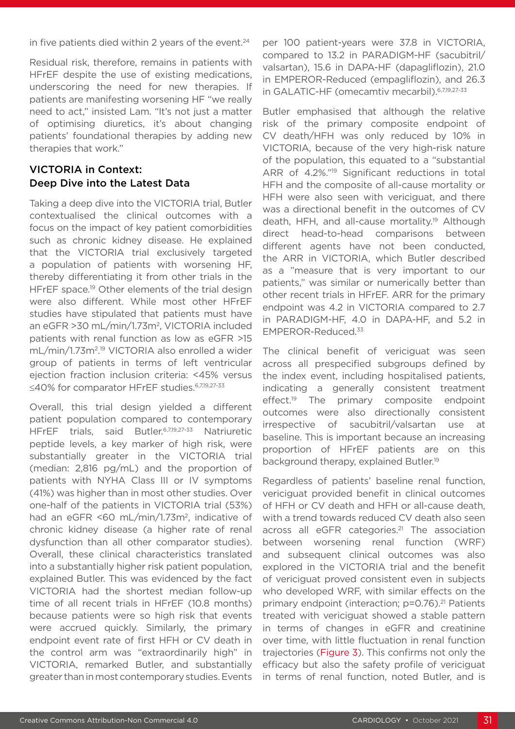in five patients died within 2 years of the event.[24]

Residual risk, therefore, remains in patients with HFrEF despite the use of existing medications, underscoring the need for new therapies. If patients are manifesting worsening HF "we really need to act," insisted Lam. "It's not just a matter of optimising diuretics, it's about changing patients' foundational therapies by adding new therapies that work."

## VICTORIA in Context: Deep Dive into the Latest Data

Taking a deep dive into the VICTORIA trial, Butler contextualised the clinical outcomes with a focus on the impact of key patient comorbidities such as chronic kidney disease. He explained that the VICTORIA trial exclusively targeted a population of patients with worsening HF, thereby differentiating it from other trials in the HFrEF space.[19] Other elements of the trial design were also different. While most other HFrEF studies have stipulated that patients must have an eGFR >30 mL/min/1.73m², VICTORIA included patients with renal function as low as eGFR >15 mL/min/1.73m².[19] VICTORIA also enrolled a wider group of patients in terms of left ventricular ejection fraction inclusion criteria: <45% versus ≤40% for comparator HFrEF studies.[6,7,19,27-33]

Overall, this trial design yielded a different patient population compared to contemporary HFrEF trials, said Butler.[6,7,19,27-33] Natriuretic peptide levels, a key marker of high risk, were substantially greater in the VICTORIA trial (median: 2,816 pg/mL) and the proportion of patients with NYHA Class III or IV symptoms (41%) was higher than in most other studies. Over one-half of the patients in VICTORIA trial (53%) had an eGFR <60 mL/min/1.73m², indicative of chronic kidney disease (a higher rate of renal dysfunction than all other comparator studies). Overall, these clinical characteristics translated into a substantially higher risk patient population, explained Butler. This was evidenced by the fact VICTORIA had the shortest median follow-up time of all recent trials in HFrEF (10.8 months) because patients were so high risk that events were accrued quickly. Similarly, the primary endpoint event rate of first HFH or CV death in the control arm was "extraordinarily high" in VICTORIA, remarked Butler, and substantially greater than in most contemporary studies. Events per 100 patient-years were 37.8 in VICTORIA, compared to 13.2 in PARADIGM-HF (sacubitril/valsartan), 15.6 in DAPA-HF (dapagliflozin), 21.0 in EMPEROR-Reduced (empagliflozin), and 26.3 in GALATIC-HF (omecamtiv mecarbil).[6,7,19,27-33]

Butler emphasised that although the relative risk of the primary composite endpoint of CV death/HFH was only reduced by 10% in VICTORIA, because of the very high-risk nature of the population, this equated to a "substantial ARR of 4.2%."[19] Significant reductions in total HFH and the composite of all-cause mortality or HFH were also seen with vericiguat, and there was a directional benefit in the outcomes of CV death, HFH, and all-cause mortality.[19] Although direct head-to-head comparisons between different agents have not been conducted, the ARR in VICTORIA, which Butler described as a "measure that is very important to our patients," was similar or numerically better than other recent trials in HFrEF. ARR for the primary endpoint was 4.2 in VICTORIA compared to 2.7 in PARADIGM-HF, 4.0 in DAPA-HF, and 5.2 in EMPEROR-Reduced.[33]

The clinical benefit of vericiguat was seen across all prespecified subgroups defined by the index event, including hospitalised patients, indicating a generally consistent treatment effect.[19] The primary composite endpoint outcomes were also directionally consistent irrespective of sacubitril/valsartan use at baseline. This is important because an increasing proportion of HFrEF patients are on this background therapy, explained Butler.[19]

Regardless of patients' baseline renal function, vericiguat provided benefit in clinical outcomes of HFH or CV death and HFH or all-cause death, with a trend towards reduced CV death also seen across all eGFR categories.[21] The association between worsening renal function (WRF) and subsequent clinical outcomes was also explored in the VICTORIA trial and the benefit of vericiguat proved consistent even in subjects who developed WRF, with similar effects on the primary endpoint (interaction; p=0.76).[21] Patients treated with vericiguat showed a stable pattern in terms of changes in eGFR and creatinine over time, with little fluctuation in renal function trajectories (Figure 3). This confirms not only the efficacy but also the safety profile of vericiguat in terms of renal function, noted Butler, and is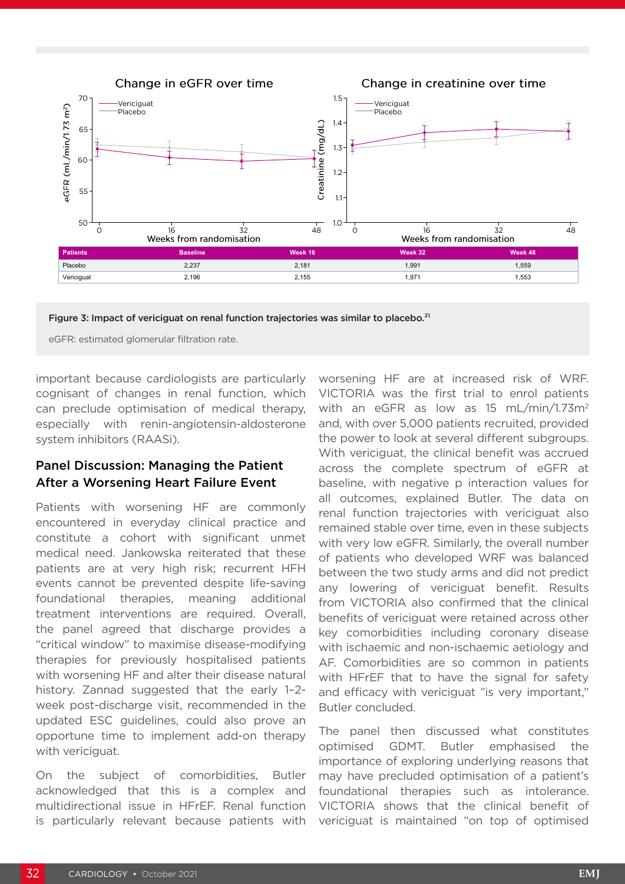| Patients | Baseline | Week 16 | Week 32 | Week 48 |
|---|---|---|---|---|
| Placebo | 2,237 | 2,181 | 1,991 | 1,559 |
| Vericiguat | 2,196 | 2,155 | 1,971 | 1,553 |

**Figure 3: Impact of vericiguat on renal function trajectories was similar to placebo.**[21]

eGFR: estimated glomerular filtration rate.

important because cardiologists are particularly cognisant of changes in renal function, which can preclude optimisation of medical therapy, especially with renin-angiotensin-aldosterone system inhibitors (RAASi).

## Panel Discussion: Managing the Patient After a Worsening Heart Failure Event

Patients with worsening HF are commonly encountered in everyday clinical practice and constitute a cohort with significant unmet medical need. Jankowska reiterated that these patients are at very high risk; recurrent HFH events cannot be prevented despite life-saving foundational therapies, meaning additional treatment interventions are required. Overall, the panel agreed that discharge provides a "critical window" to maximise disease-modifying therapies for previously hospitalised patients with worsening HF and alter their disease natural history. Zannad suggested that the early 1–2-week post-discharge visit, recommended in the updated ESC guidelines, could also prove an opportune time to implement add-on therapy with vericiguat.

On the subject of comorbidities, Butler acknowledged that this is a complex and multidirectional issue in HFrEF. Renal function is particularly relevant because patients with worsening HF are at increased risk of WRF. VICTORIA was the first trial to enrol patients with an eGFR as low as 15 mL/min/1.73m$^2$ and, with over 5,000 patients recruited, provided the power to look at several different subgroups. With vericiguat, the clinical benefit was accrued across the complete spectrum of eGFR at baseline, with negative p interaction values for all outcomes, explained Butler. The data on renal function trajectories with vericiguat also remained stable over time, even in these subjects with very low eGFR. Similarly, the overall number of patients who developed WRF was balanced between the two study arms and did not predict any lowering of vericiguat benefit. Results from VICTORIA also confirmed that the clinical benefits of vericiguat were retained across other key comorbidities including coronary disease with ischaemic and non-ischaemic aetiology and AF. Comorbidities are so common in patients with HFrEF that to have the signal for safety and efficacy with vericiguat "is very important," Butler concluded.

The panel then discussed what constitutes optimised GDMT. Butler emphasised the importance of exploring underlying reasons that may have precluded optimisation of a patient's foundational therapies such as intolerance. VICTORIA shows that the clinical benefit of vericiguat is maintained "on top of optimised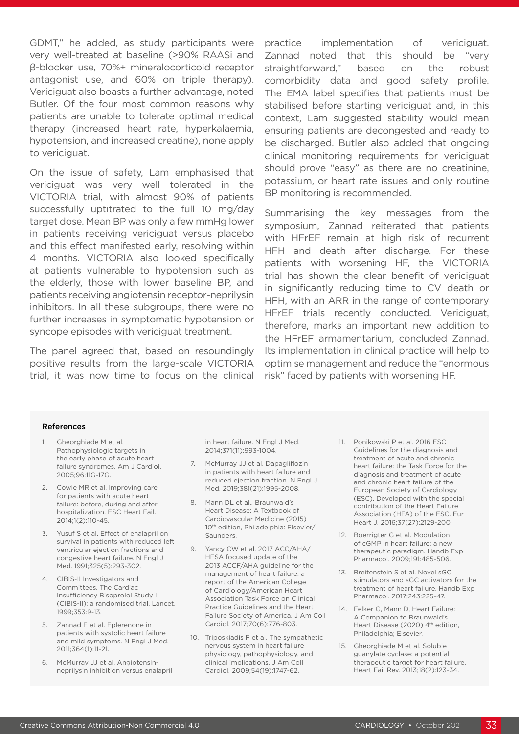GDMT," he added, as study participants were very well-treated at baseline (>90% RAASi and β-blocker use, 70%+ mineralocorticoid receptor antagonist use, and 60% on triple therapy). Vericiguat also boasts a further advantage, noted Butler. Of the four most common reasons why patients are unable to tolerate optimal medical therapy (increased heart rate, hyperkalaemia, hypotension, and increased creatine), none apply to vericiguat.

On the issue of safety, Lam emphasised that vericiguat was very well tolerated in the VICTORIA trial, with almost 90% of patients successfully uptitrated to the full 10 mg/day target dose. Mean BP was only a few mmHg lower in patients receiving vericiguat versus placebo and this effect manifested early, resolving within 4 months. VICTORIA also looked specifically at patients vulnerable to hypotension such as the elderly, those with lower baseline BP, and patients receiving angiotensin receptor-neprilysin inhibitors. In all these subgroups, there were no further increases in symptomatic hypotension or syncope episodes with vericiguat treatment.

The panel agreed that, based on resoundingly positive results from the large-scale VICTORIA trial, it was now time to focus on the clinical practice implementation of vericiguat. Zannad noted that this should be "very straightforward," based on the robust comorbidity data and good safety profile. The EMA label specifies that patients must be stabilised before starting vericiguat and, in this context, Lam suggested stability would mean ensuring patients are decongested and ready to be discharged. Butler also added that ongoing clinical monitoring requirements for vericiguat should prove "easy" as there are no creatinine, potassium, or heart rate issues and only routine BP monitoring is recommended.

Summarising the key messages from the symposium, Zannad reiterated that patients with HFrEF remain at high risk of recurrent HFH and death after discharge. For these patients with worsening HF, the VICTORIA trial has shown the clear benefit of vericiguat in significantly reducing time to CV death or HFH, with an ARR in the range of contemporary HFrEF trials recently conducted. Vericiguat, therefore, marks an important new addition to the HFrEF armamentarium, concluded Zannad. Its implementation in clinical practice will help to optimise management and reduce the "enormous risk" faced by patients with worsening HF.

#### References

1. Gheorghiade M et al. Pathophysiologic targets in the early phase of acute heart failure syndromes. Am J Cardiol. 2005;96:11G-17G.
2. Cowie MR et al. Improving care for patients with acute heart failure: before, during and after hospitalization. ESC Heart Fail. 2014;1(2):110-45.
3. Yusuf S et al. Effect of enalapril on survival in patients with reduced left ventricular ejection fractions and congestive heart failure. N Engl J Med. 1991;325(5):293-302.
4. CIBIS-II Investigators and Committees. The Cardiac Insufficiency Bisoprolol Study II (CIBIS-II): a randomised trial. Lancet. 1999;353:9-13.
5. Zannad F et al. Eplerenone in patients with systolic heart failure and mild symptoms. N Engl J Med. 2011;364(1):11-21.
6. McMurray JJ et al. Angiotensin-neprilysin inhibition versus enalapril in heart failure. N Engl J Med. 2014;371(11):993-1004.
7. McMurray JJ et al. Dapagliflozin in patients with heart failure and reduced ejection fraction. N Engl J Med. 2019;381(21):1995-2008.
8. Mann DL et al., Braunwald's Heart Disease: A Textbook of Cardiovascular Medicine (2015) 10th edition, Philadelphia: Elsevier/Saunders.
9. Yancy CW et al. 2017 ACC/AHA/HFSA focused update of the 2013 ACCF/AHA guideline for the management of heart failure: a report of the American College of Cardiology/American Heart Association Task Force on Clinical Practice Guidelines and the Heart Failure Society of America. J Am Coll Cardiol. 2017;70(6):776-803.
10. Triposkiadis F et al. The sympathetic nervous system in heart failure physiology, pathophysiology, and clinical implications. J Am Coll Cardiol. 2009;54(19):1747-62.
11. Ponikowski P et al. 2016 ESC Guidelines for the diagnosis and treatment of acute and chronic heart failure: the Task Force for the diagnosis and treatment of acute and chronic heart failure of the European Society of Cardiology (ESC). Developed with the special contribution of the Heart Failure Association (HFA) of the ESC. Eur Heart J. 2016;37(27):2129-200.
12. Boerrigter G et al. Modulation of cGMP in heart failure: a new therapeutic paradigm. Handb Exp Pharmacol. 2009;191:485-506.
13. Breitenstein S et al. Novel sGC stimulators and sGC activators for the treatment of heart failure. Handb Exp Pharmacol. 2017;243:225-47.
14. Felker G, Mann D, Heart Failure: A Companion to Braunwald's Heart Disease (2020) 4th edition, Philadelphia; Elsevier.
15. Gheorghiade M et al. Soluble guanylate cyclase: a potential therapeutic target for heart failure. Heart Fail Rev. 2013;18(2):123-34.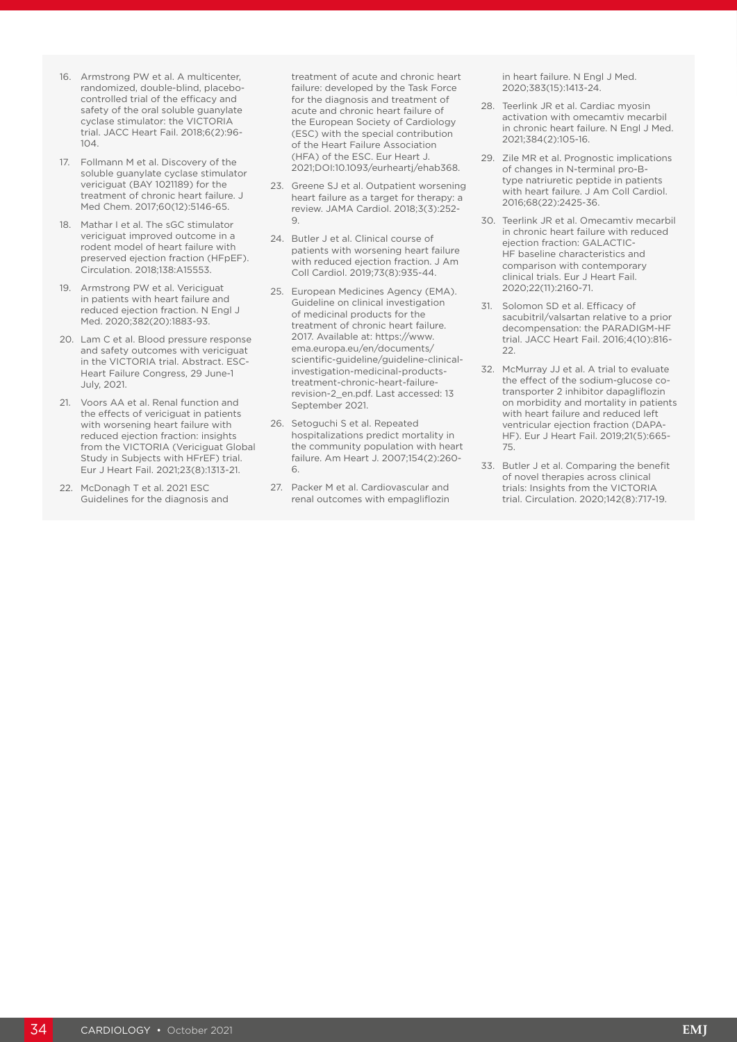16. Armstrong PW et al. A multicenter, randomized, double-blind, placebo-controlled trial of the efficacy and safety of the oral soluble guanylate cyclase stimulator: the VICTORIA trial. JACC Heart Fail. 2018;6(2):96-104.
17. Follmann M et al. Discovery of the soluble guanylate cyclase stimulator vericiguat (BAY 1021189) for the treatment of chronic heart failure. J Med Chem. 2017;60(12):5146-65.
18. Mathar I et al. The sGC stimulator vericiguat improved outcome in a rodent model of heart failure with preserved ejection fraction (HFpEF). Circulation. 2018;138:A15553.
19. Armstrong PW et al. Vericiguat in patients with heart failure and reduced ejection fraction. N Engl J Med. 2020;382(20):1883-93.
20. Lam C et al. Blood pressure response and safety outcomes with vericiguat in the VICTORIA trial. Abstract. ESC-Heart Failure Congress, 29 June-1 July, 2021.
21. Voors AA et al. Renal function and the effects of vericiguat in patients with worsening heart failure with reduced ejection fraction: insights from the VICTORIA (Vericiguat Global Study in Subjects with HFrEF) trial. Eur J Heart Fail. 2021;23(8):1313-21.
22. McDonagh T et al. 2021 ESC Guidelines for the diagnosis and treatment of acute and chronic heart failure: developed by the Task Force for the diagnosis and treatment of acute and chronic heart failure of the European Society of Cardiology (ESC) with the special contribution of the Heart Failure Association (HFA) of the ESC. Eur Heart J. 2021;DOI:10.1093/eurheartj/ehab368.
23. Greene SJ et al. Outpatient worsening heart failure as a target for therapy: a review. JAMA Cardiol. 2018;3(3):252-9.
24. Butler J et al. Clinical course of patients with worsening heart failure with reduced ejection fraction. J Am Coll Cardiol. 2019;73(8):935-44.
25. European Medicines Agency (EMA). Guideline on clinical investigation of medicinal products for the treatment of chronic heart failure. 2017. Available at: https://www.ema.europa.eu/en/documents/scientific-guideline/guideline-clinical-investigation-medicinal-products-treatment-chronic-heart-failure-revision-2_en.pdf. Last accessed: 13 September 2021.
26. Setoguchi S et al. Repeated hospitalizations predict mortality in the community population with heart failure. Am Heart J. 2007;154(2):260-6.
27. Packer M et al. Cardiovascular and renal outcomes with empagliflozin in heart failure. N Engl J Med. 2020;383(15):1413-24.
28. Teerlink JR et al. Cardiac myosin activation with omecamtiv mecarbil in chronic heart failure. N Engl J Med. 2021;384(2):105-16.
29. Zile MR et al. Prognostic implications of changes in N-terminal pro-B-type natriuretic peptide in patients with heart failure. J Am Coll Cardiol. 2016;68(22):2425-36.
30. Teerlink JR et al. Omecamtiv mecarbil in chronic heart failure with reduced ejection fraction: GALACTIC-HF baseline characteristics and comparison with contemporary clinical trials. Eur J Heart Fail. 2020;22(11):2160-71.
31. Solomon SD et al. Efficacy of sacubitril/valsartan relative to a prior decompensation: the PARADIGM-HF trial. JACC Heart Fail. 2016;4(10):816-22.
32. McMurray JJ et al. A trial to evaluate the effect of the sodium-glucose co-transporter 2 inhibitor dapagliflozin on morbidity and mortality in patients with heart failure and reduced left ventricular ejection fraction (DAPA-HF). Eur J Heart Fail. 2019;21(5):665-75.
33. Butler J et al. Comparing the benefit of novel therapies across clinical trials: Insights from the VICTORIA trial. Circulation. 2020;142(8):717-19.